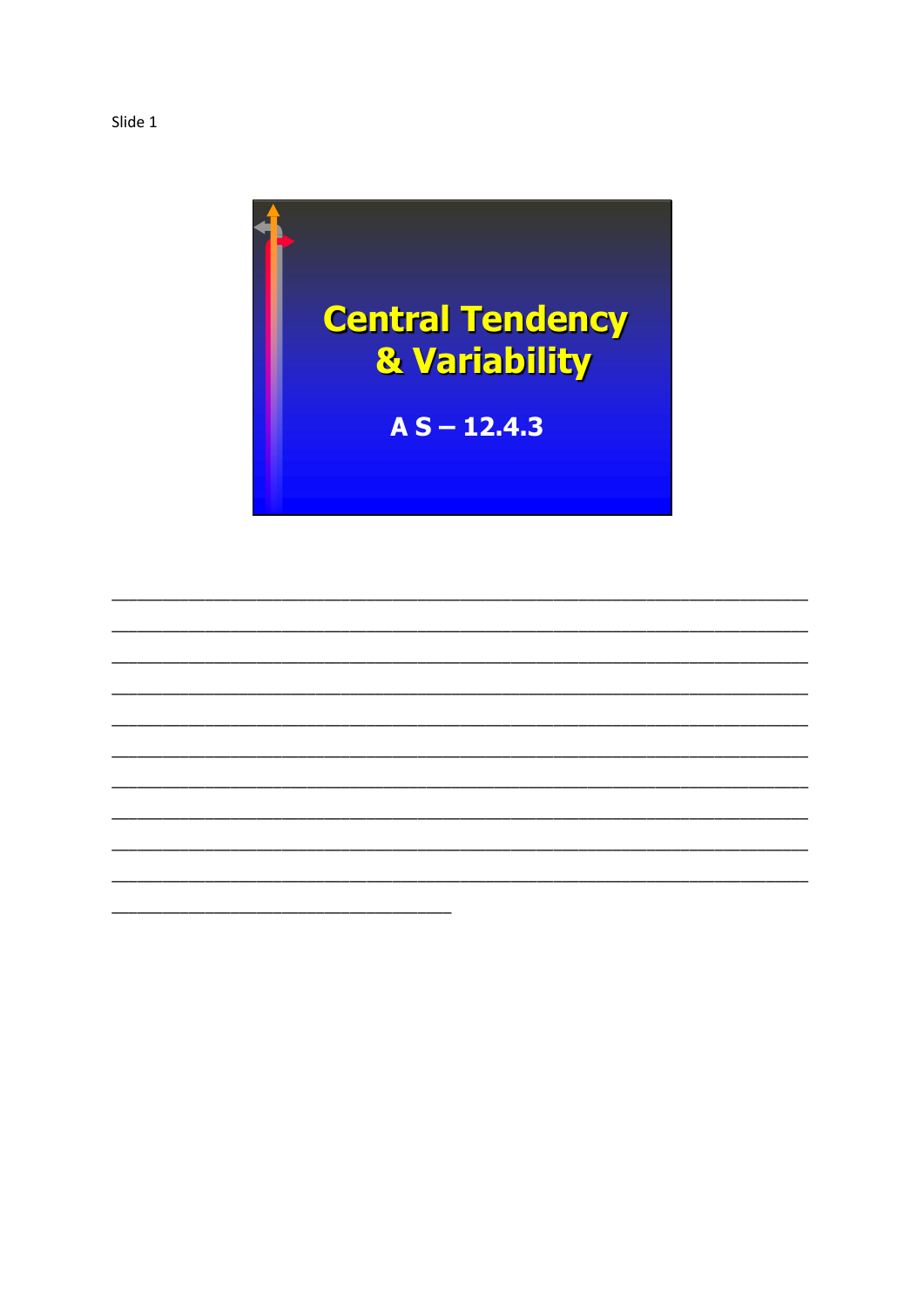Slide 1

# Central Tendency & Variability

A S – 12.4.3

______________________________________________________________________________
______________________________________________________________________________
______________________________________________________________________________
______________________________________________________________________________
______________________________________________________________________________
______________________________________________________________________________
______________________________________________________________________________
______________________________________________________________________________
______________________________________________________________________________
______________________________________________________________________________
__________________________________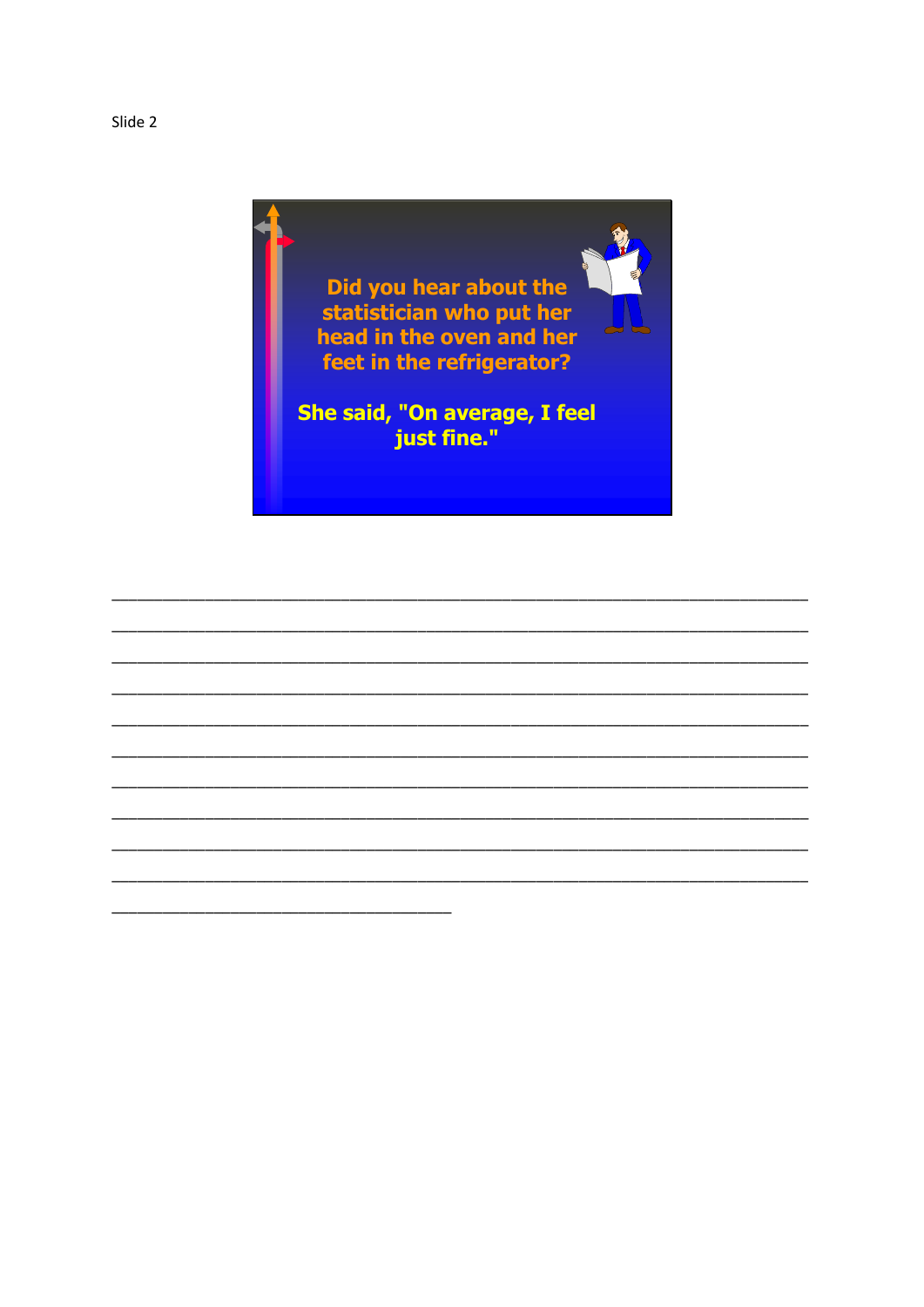Slide 2

Did you hear about the statistician who put her head in the oven and her feet in the refrigerator?

She said, "On average, I feel just fine."

___________________________________________________________________________

___________________________________________________________________________

___________________________________________________________________________

___________________________________________________________________________

___________________________________________________________________________

___________________________________________________________________________

___________________________________________________________________________

___________________________________________________________________________

___________________________________________________________________________

___________________________________________________________________________

____________________________________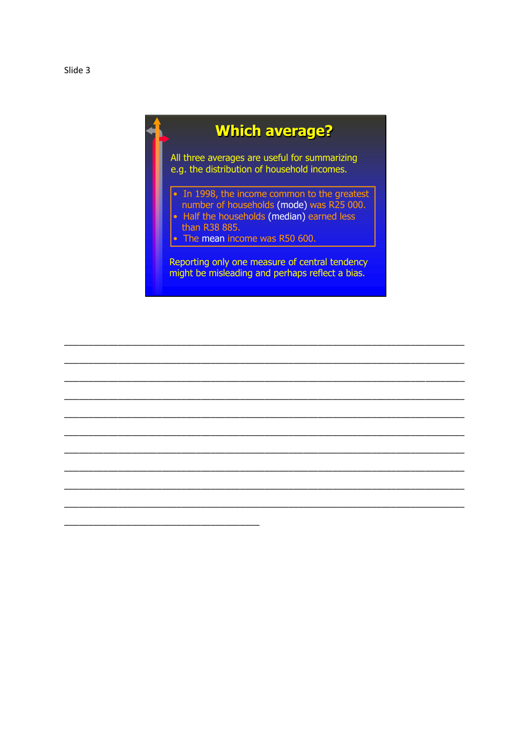Slide 3

## Which average?

All three averages are useful for summarizing e.g. the distribution of household incomes.

- In 1998, the income common to the greatest number of households (mode) was R25 000.
- Half the households (median) earned less than R38 885.
- The mean income was R50 600.

Reporting only one measure of central tendency might be misleading and perhaps reflect a bias.

___________________________________________________________________________

___________________________________________________________________________

___________________________________________________________________________

___________________________________________________________________________

___________________________________________________________________________

___________________________________________________________________________

___________________________________________________________________________

___________________________________________________________________________

___________________________________________________________________________

___________________________________________________________________________

____________________________________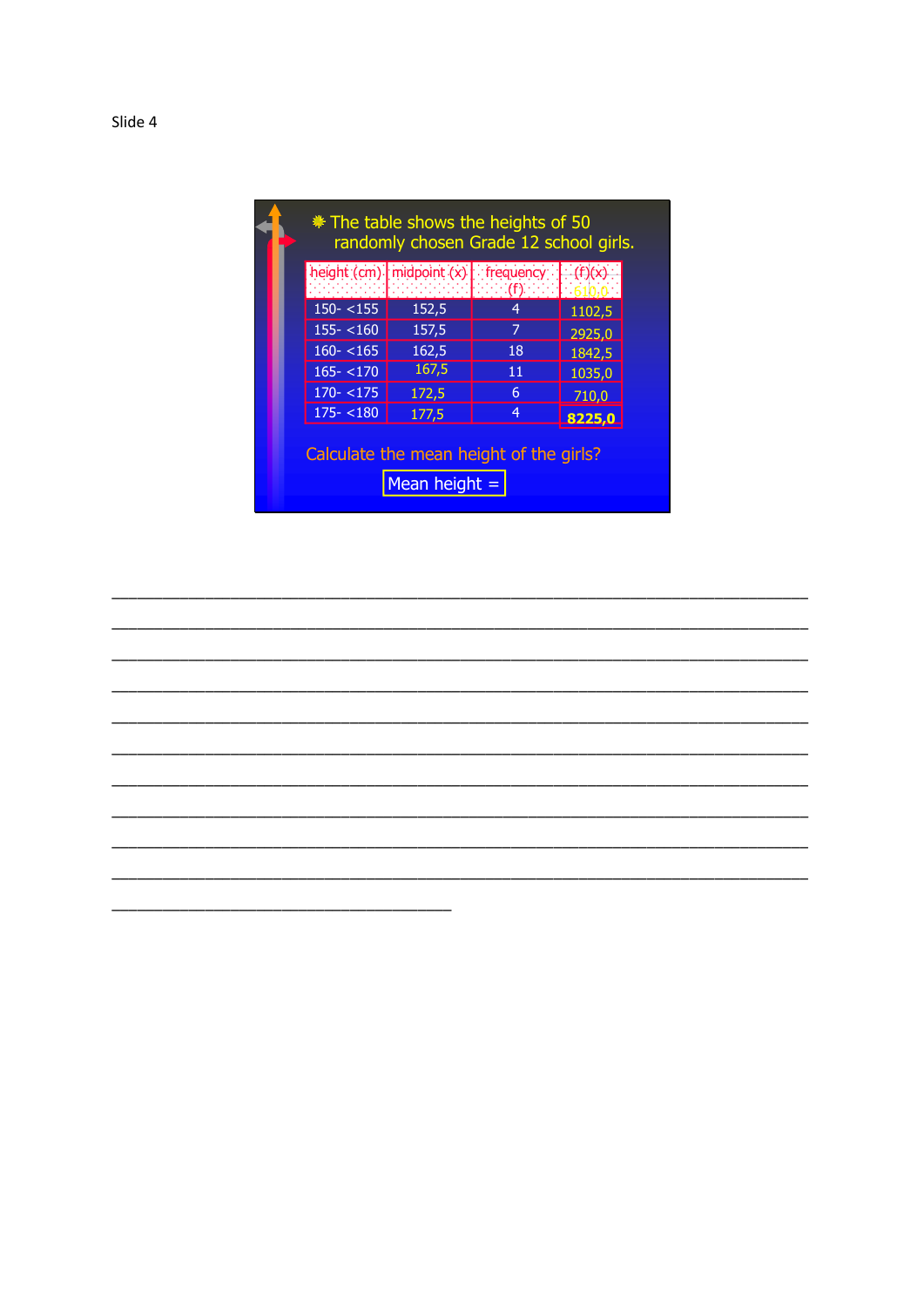Slide 4

The table shows the heights of 50 randomly chosen Grade 12 school girls.

| height (cm) | midpoint (x) | frequency (f) | (f)(x) |
|---|---|---|---|
| 150- <155 | 152,5 | 4 | 610,0 |
| 155- <160 | 157,5 | 7 | 1102,5 |
| 160- <165 | 162,5 | 18 | 2925,0 |
| 165- <170 | 167,5 | 11 | 1842,5 |
| 170- <175 | 172,5 | 6 | 1035,0 |
| 175- <180 | 177,5 | 4 | 710,0 |
| | | | **8225,0** |

Calculate the mean height of the girls?

Mean height =

_______________________________________________________________________________

_______________________________________________________________________________

_______________________________________________________________________________

_______________________________________________________________________________

_______________________________________________________________________________

_______________________________________________________________________________

_______________________________________________________________________________

_______________________________________________________________________________

_______________________________________________________________________________

_______________________________________________________________________________

_______________________________________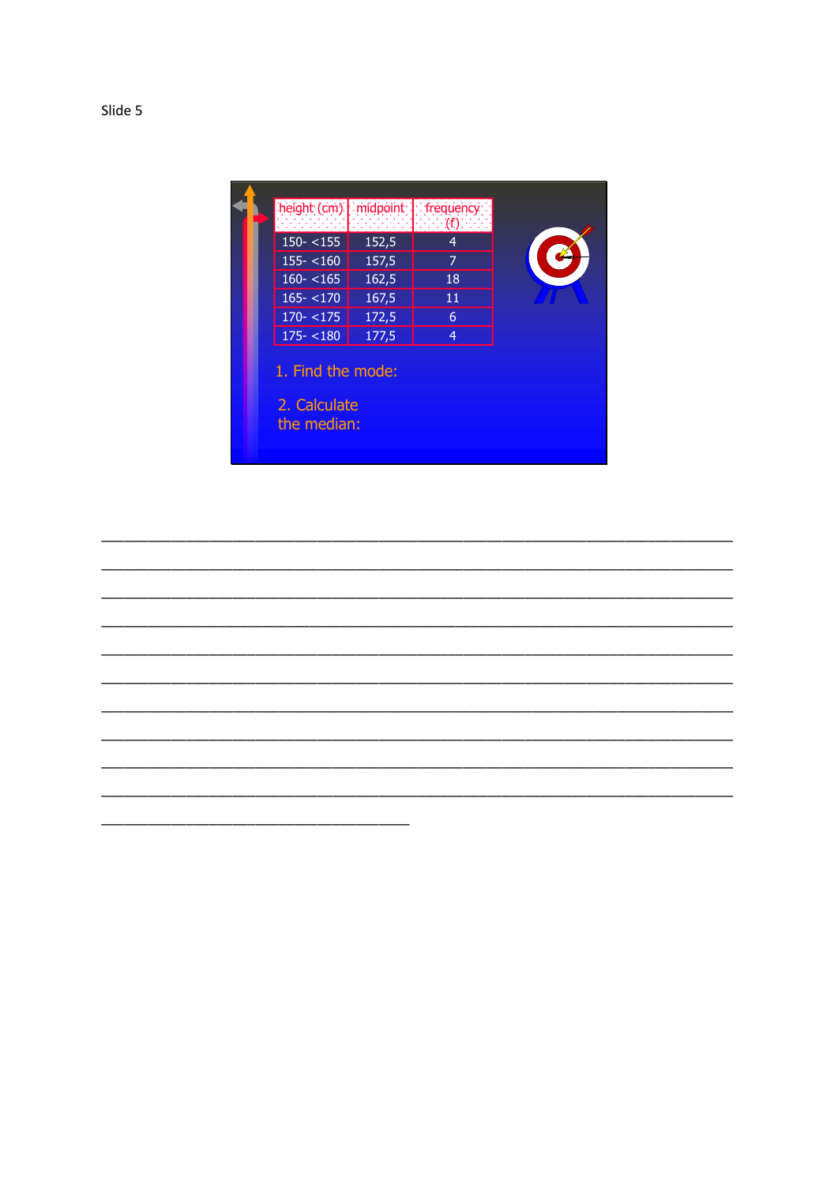Slide 5

| height (cm) | midpoint | frequency (f) |
| --- | --- | --- |
| 150- <155 | 152,5 | 4 |
| 155- <160 | 157,5 | 7 |
| 160- <165 | 162,5 | 18 |
| 165- <170 | 167,5 | 11 |
| 170- <175 | 172,5 | 6 |
| 175- <180 | 177,5 | 4 |

1. Find the mode:

2. Calculate the median:

________________________________________________________________________________

________________________________________________________________________________

________________________________________________________________________________

________________________________________________________________________________

________________________________________________________________________________

________________________________________________________________________________

________________________________________________________________________________

________________________________________________________________________________

________________________________________________________________________________

________________________________________________________________________________

_______________________________________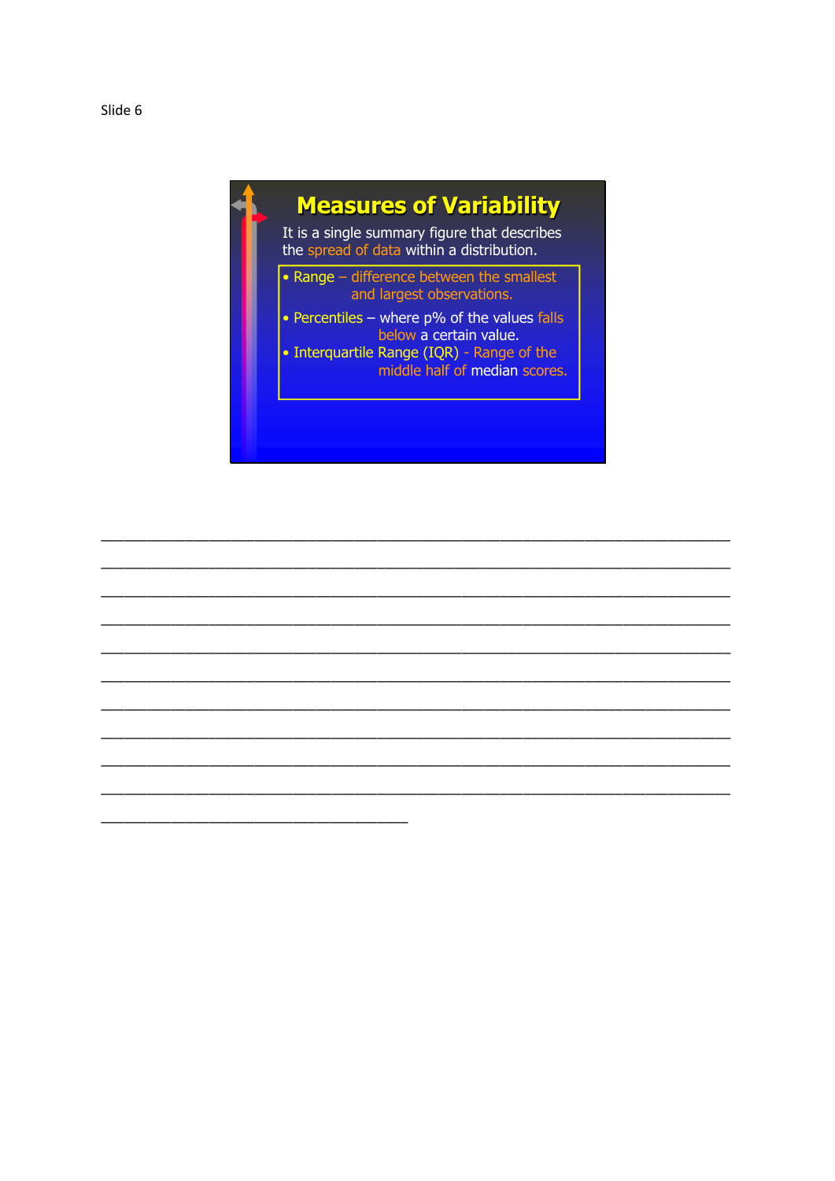Slide 6

## Measures of Variability

It is a single summary figure that describes the spread of data within a distribution.

- Range – difference between the smallest and largest observations.
- Percentiles – where p% of the values falls below a certain value.
- Interquartile Range (IQR) - Range of the middle half of median scores.

______________________________________________________________________________

______________________________________________________________________________

______________________________________________________________________________

______________________________________________________________________________

______________________________________________________________________________

______________________________________________________________________________

______________________________________________________________________________

______________________________________________________________________________

______________________________________________________________________________

______________________________________________________________________________

_____________________________________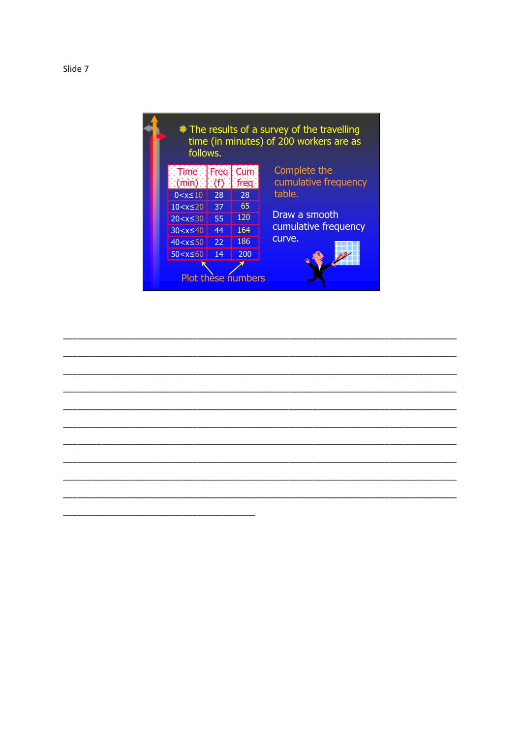Slide 7

- The results of a survey of the travelling time (in minutes) of 200 workers are as follows.

| Time (min) | Freq (f) | Cum freq |
|---|---|---|
| $0<x\leq10$ | 28 | 28 |
| $10<x\leq20$ | 37 | 65 |
| $20<x\leq30$ | 55 | 120 |
| $30<x\leq40$ | 44 | 164 |
| $40<x\leq50$ | 22 | 186 |
| $50<x\leq60$ | 14 | 200 |

Plot these numbers

Complete the cumulative frequency table.

Draw a smooth cumulative frequency curve.

________________________________________________________________________________
________________________________________________________________________________
________________________________________________________________________________
________________________________________________________________________________
________________________________________________________________________________
________________________________________________________________________________
________________________________________________________________________________
________________________________________________________________________________
________________________________________________________________________________
________________________________________________________________________________
_______________________________________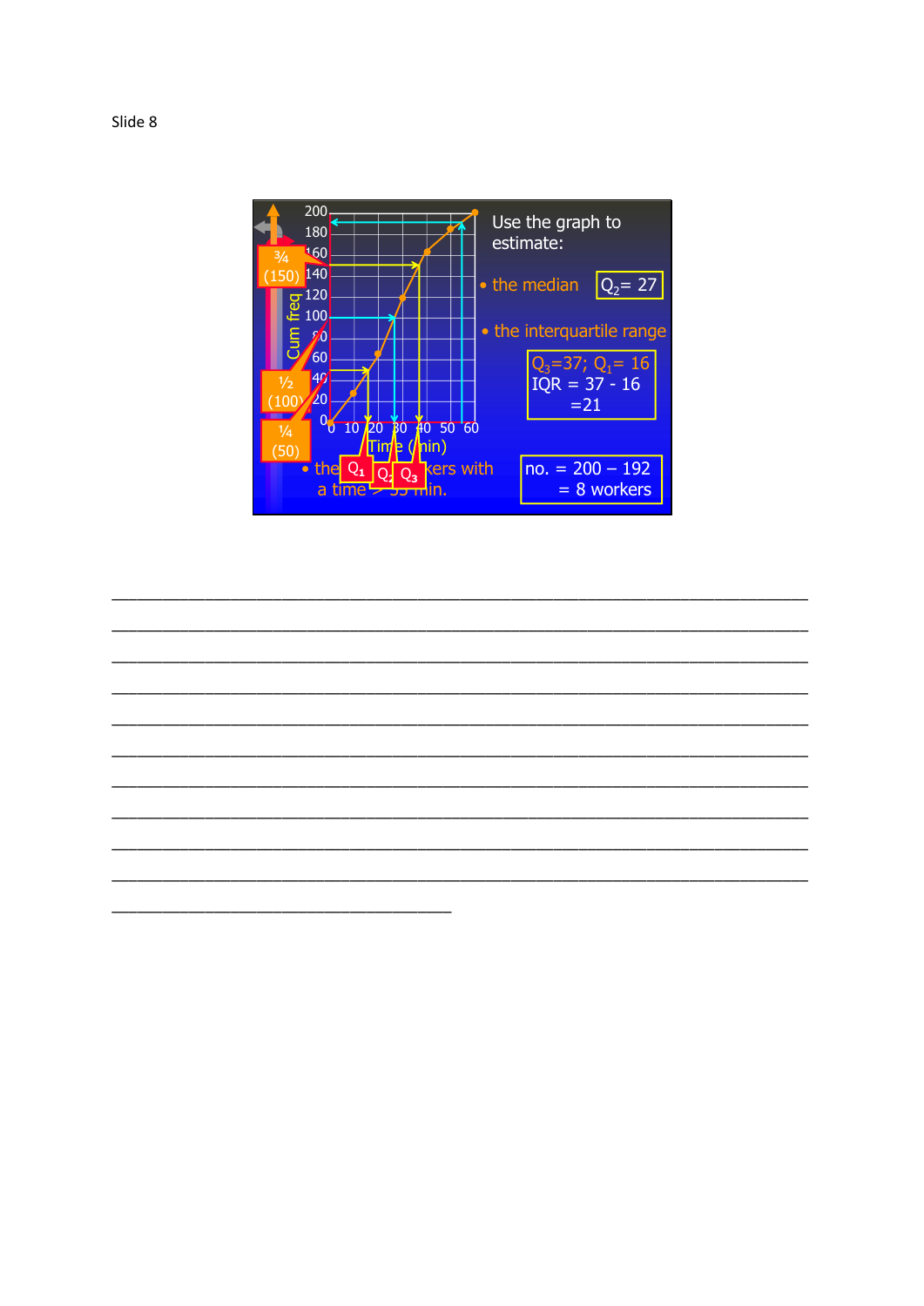Slide 8

Use the graph to estimate:

- the median $Q_2 = 27$
- the interquartile range

$Q_3 = 37$; $Q_1 = 16$
IQR = 37 - 16
= 21

- the number of workers with a time > 55 min.

no. = 200 – 192
= 8 workers

¾ (150)

½ (100)

¼ (50)

Cum freq

Time (min)

$Q_1$ $Q_2$ $Q_3$

______________________________________________________________________________

______________________________________________________________________________

______________________________________________________________________________

______________________________________________________________________________

______________________________________________________________________________

______________________________________________________________________________

______________________________________________________________________________

______________________________________________________________________________

______________________________________________________________________________

______________________________________________________________________________

____________________________________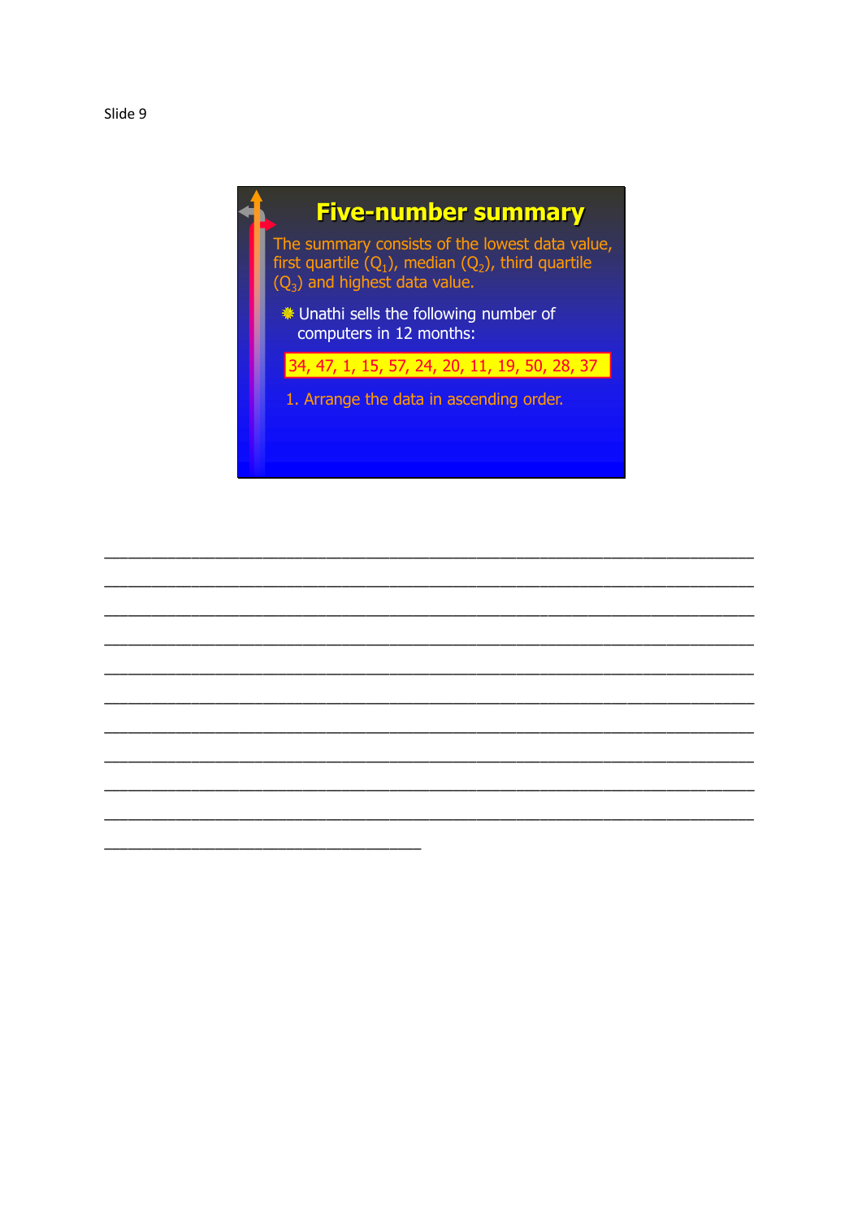Slide 9

# Five-number summary

The summary consists of the lowest data value, first quartile ($Q_1$), median ($Q_2$), third quartile ($Q_3$) and highest data value.

- Unathi sells the following number of computers in 12 months:

34, 47, 1, 15, 57, 24, 20, 11, 19, 50, 28, 37

1. Arrange the data in ascending order.

______________________________________________________________________

______________________________________________________________________

______________________________________________________________________

______________________________________________________________________

______________________________________________________________________

______________________________________________________________________

______________________________________________________________________

______________________________________________________________________

______________________________________________________________________

______________________________________________________________________

___________________________________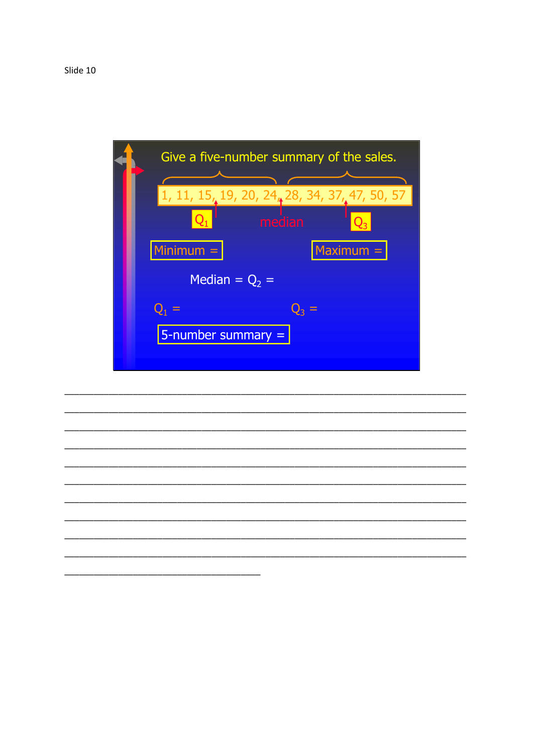Slide 10

Give a five-number summary of the sales.

1, 11, 15, 19, 20, 24, 28, 34, 37, 47, 50, 57

$Q_1$ median $Q_3$

Minimum =

Maximum =

Median = $Q_2$ =

$Q_1$ =

$Q_3$ =

5-number summary =

______________________________________________________________________________

______________________________________________________________________________

______________________________________________________________________________

______________________________________________________________________________

______________________________________________________________________________

______________________________________________________________________________

______________________________________________________________________________

______________________________________________________________________________

______________________________________________________________________________

______________________________________________________________________________

_____________________________________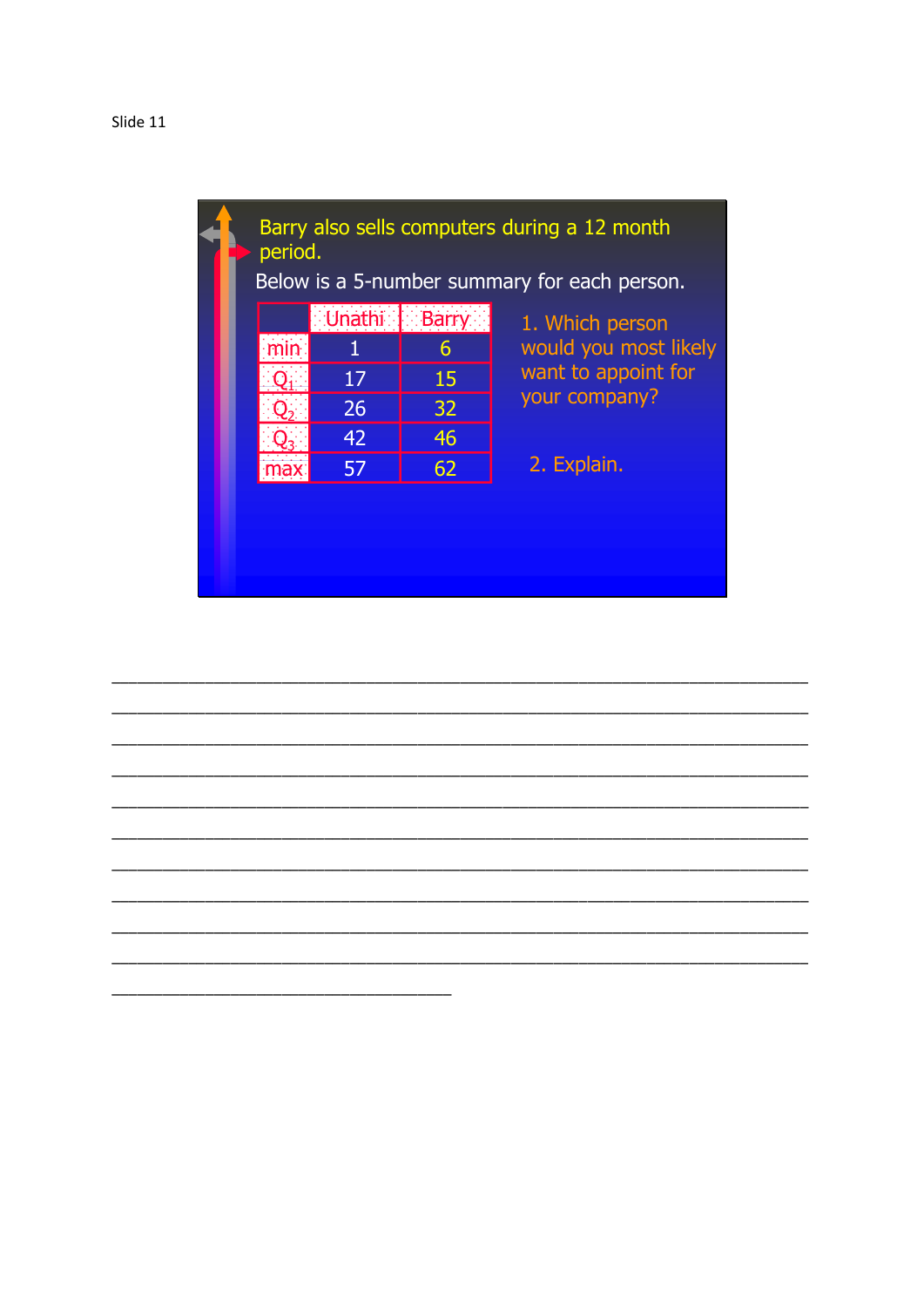Slide 11

Barry also sells computers during a 12 month period.

Below is a 5-number summary for each person.

| | Unathi | Barry |
|---|---|---|
| min | 1 | 6 |
| $Q_1$ | 17 | 15 |
| $Q_2$ | 26 | 32 |
| $Q_3$ | 42 | 46 |
| max | 57 | 62 |

1. Which person would you most likely want to appoint for your company?

2. Explain.

___________________________________________________________________________

___________________________________________________________________________

___________________________________________________________________________

___________________________________________________________________________

___________________________________________________________________________

___________________________________________________________________________

___________________________________________________________________________

___________________________________________________________________________

___________________________________________________________________________

___________________________________________________________________________

_____________________________________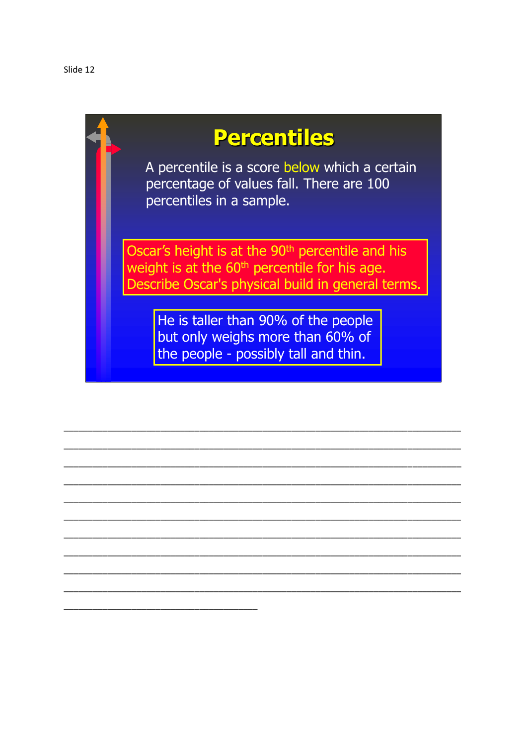Slide 12

# Percentiles

A percentile is a score below which a certain percentage of values fall. There are 100 percentiles in a sample.

Oscar's height is at the 90th percentile and his weight is at the 60th percentile for his age. Describe Oscar's physical build in general terms.

He is taller than 90% of the people but only weighs more than 60% of the people - possibly tall and thin.

___________________________________________________________________________

___________________________________________________________________________

___________________________________________________________________________

___________________________________________________________________________

___________________________________________________________________________

___________________________________________________________________________

___________________________________________________________________________

___________________________________________________________________________

___________________________________________________________________________

___________________________________________________________________________

________________________________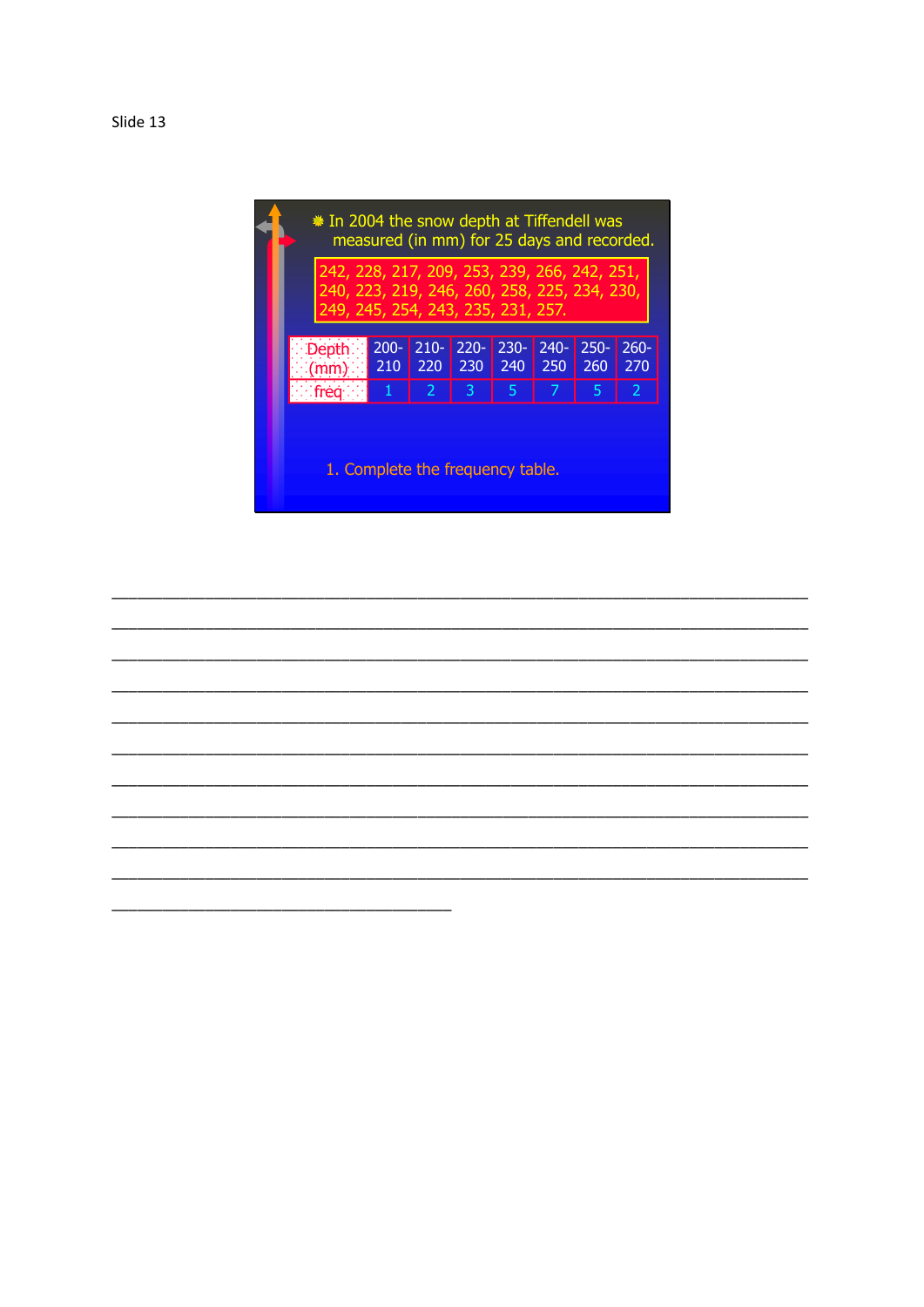Slide 13

In 2004 the snow depth at Tiffendell was measured (in mm) for 25 days and recorded.

242, 228, 217, 209, 253, 239, 266, 242, 251, 240, 223, 219, 246, 260, 258, 225, 234, 230, 249, 245, 254, 243, 235, 231, 257.

| Depth (mm) | 200-210 | 210-220 | 220-230 | 230-240 | 240-250 | 250-260 | 260-270 |
|---|---|---|---|---|---|---|---|
| freq | 1 | 2 | 3 | 5 | 7 | 5 | 2 |

1. Complete the frequency table.

______________________________________________________________________________

______________________________________________________________________________

______________________________________________________________________________

______________________________________________________________________________

______________________________________________________________________________

______________________________________________________________________________

______________________________________________________________________________

______________________________________________________________________________

______________________________________________________________________________

______________________________________________________________________________

______________________________________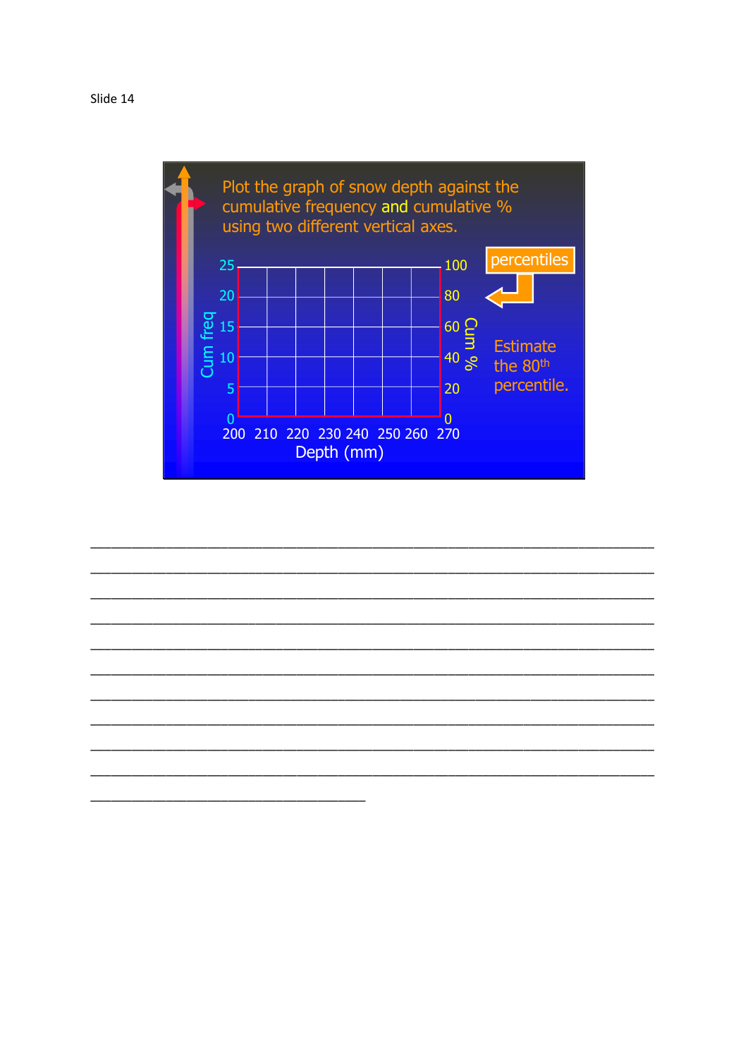Slide 14

Plot the graph of snow depth against the cumulative frequency and cumulative % using two different vertical axes.

Cum freq

25
20
15
10
5
0

100
80
60
40
20
0

Cum %

200 210 220 230 240 250 260 270

Depth (mm)

percentiles

Estimate the 80th percentile.

________________________________________________________________________________

________________________________________________________________________________

________________________________________________________________________________

________________________________________________________________________________

________________________________________________________________________________

________________________________________________________________________________

________________________________________________________________________________

________________________________________________________________________________

________________________________________________________________________________

________________________________________________________________________________

_______________________________________